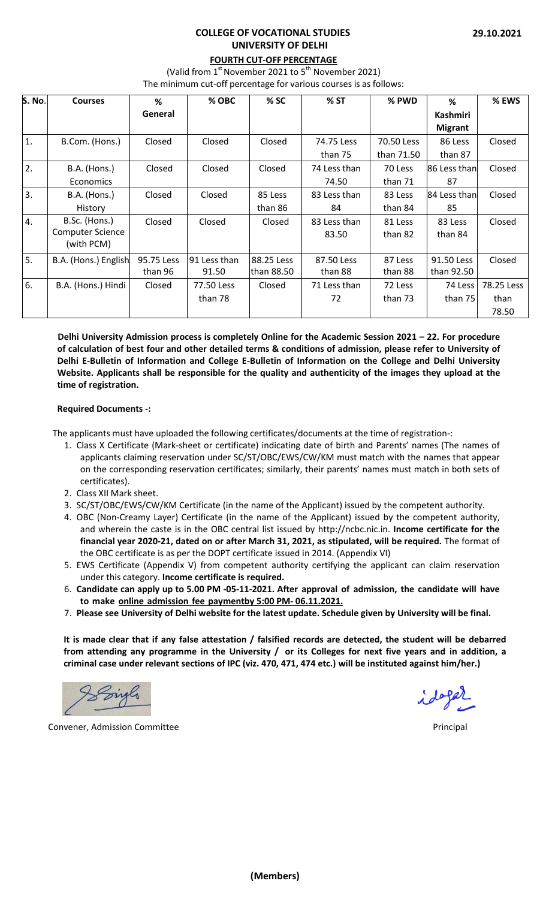**29.10.2021**

# COLLEGE OF VOCATIONAL STUDIES
## UNIVERSITY OF DELHI
### FOURTH CUT-OFF PERCENTAGE

(Valid from 1st November 2021 to 5th November 2021)

The minimum cut-off percentage for various courses is as follows:

| S. No. | Courses | % General | % OBC | % SC | % ST | % PWD | % Kashmiri Migrant | % EWS |
|---|---|---|---|---|---|---|---|---|
| 1. | B.Com. (Hons.) | Closed | Closed | Closed | 74.75 Less than 75 | 70.50 Less than 71.50 | 86 Less than 87 | Closed |
| 2. | B.A. (Hons.) Economics | Closed | Closed | Closed | 74 Less than 74.50 | 70 Less than 71 | 86 Less than 87 | Closed |
| 3. | B.A. (Hons.) History | Closed | Closed | 85 Less than 86 | 83 Less than 84 | 83 Less than 84 | 84 Less than 85 | Closed |
| 4. | B.Sc. (Hons.) Computer Science (with PCM) | Closed | Closed | Closed | 83 Less than 83.50 | 81 Less than 82 | 83 Less than 84 | Closed |
| 5. | B.A. (Hons.) English | 95.75 Less than 96 | 91 Less than 91.50 | 88.25 Less than 88.50 | 87.50 Less than 88 | 87 Less than 88 | 91.50 Less than 92.50 | Closed |
| 6. | B.A. (Hons.) Hindi | Closed | 77.50 Less than 78 | Closed | 71 Less than 72 | 72 Less than 73 | 74 Less than 75 | 78.25 Less than 78.50 |

**Delhi University Admission process is completely Online for the Academic Session 2021 – 22. For procedure of calculation of best four and other detailed terms & conditions of admission, please refer to University of Delhi E-Bulletin of Information and College E-Bulletin of Information on the College and Delhi University Website. Applicants shall be responsible for the quality and authenticity of the images they upload at the time of registration.**

**Required Documents -:**

The applicants must have uploaded the following certificates/documents at the time of registration-:

1. Class X Certificate (Mark-sheet or certificate) indicating date of birth and Parents' names (The names of applicants claiming reservation under SC/ST/OBC/EWS/CW/KM must match with the names that appear on the corresponding reservation certificates; similarly, their parents' names must match in both sets of certificates).
2. Class XII Mark sheet.
3. SC/ST/OBC/EWS/CW/KM Certificate (in the name of the Applicant) issued by the competent authority.
4. OBC (Non-Creamy Layer) Certificate (in the name of the Applicant) issued by the competent authority, and wherein the caste is in the OBC central list issued by http://ncbc.nic.in. **Income certificate for the financial year 2020-21, dated on or after March 31, 2021, as stipulated, will be required.** The format of the OBC certificate is as per the DOPT certificate issued in 2014. (Appendix VI)
5. EWS Certificate (Appendix V) from competent authority certifying the applicant can claim reservation under this category. **Income certificate is required.**
6. **Candidate can apply up to 5.00 PM -05-11-2021. After approval of admission, the candidate will have to make <u>online admission fee paymentby 5:00 PM- 06.11.2021.</u>**
7. **Please see University of Delhi website for the latest update. Schedule given by University will be final.**

**It is made clear that if any false attestation / falsified records are detected, the student will be debarred from attending any programme in the University / or its Colleges for next five years and in addition, a criminal case under relevant sections of IPC (viz. 470, 471, 474 etc.) will be instituted against him/her.)**

Convener, Admission Committee

Principal

**(Members)**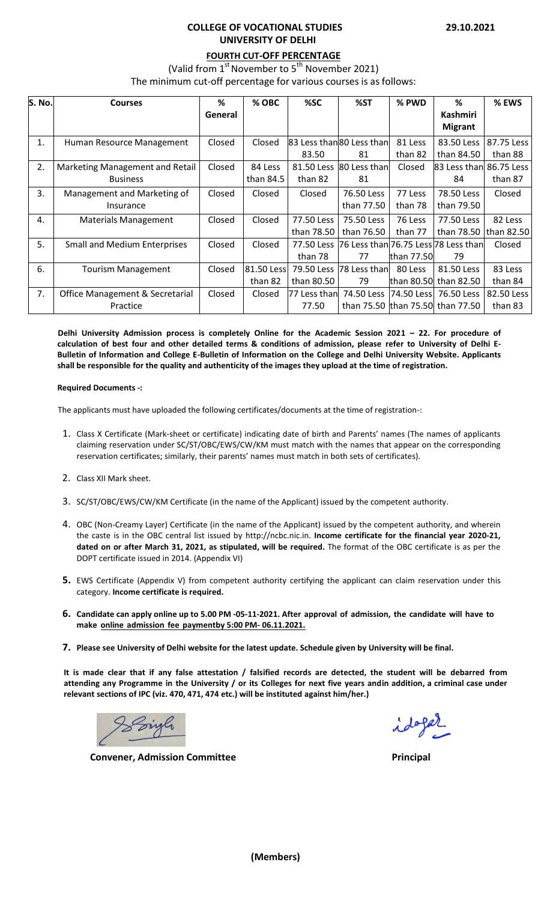**COLLEGE OF VOCATIONAL STUDIES** 29.10.2021
**UNIVERSITY OF DELHI**

**FOURTH CUT-OFF PERCENTAGE**

(Valid from 1st November to 5th November 2021)

The minimum cut-off percentage for various courses is as follows:

| S. No. | Courses | % General | % OBC | %SC | %ST | % PWD | % Kashmiri Migrant | % EWS |
|---|---|---|---|---|---|---|---|---|
| 1. | Human Resource Management | Closed | Closed | 83 Less than 83.50 | 80 Less than 81 | 81 Less than 82 | 83.50 Less than 84.50 | 87.75 Less than 88 |
| 2. | Marketing Management and Retail Business | Closed | 84 Less than 84.5 | 81.50 Less than 82 | 80 Less than 81 | Closed | 83 Less than 84 | 86.75 Less than 87 |
| 3. | Management and Marketing of Insurance | Closed | Closed | Closed | 76.50 Less than 77.50 | 77 Less than 78 | 78.50 Less than 79.50 | Closed |
| 4. | Materials Management | Closed | Closed | 77.50 Less than 78.50 | 75.50 Less than 76.50 | 76 Less than 77 | 77.50 Less than 78.50 | 82 Less than 82.50 |
| 5. | Small and Medium Enterprises | Closed | Closed | 77.50 Less than 78 | 76 Less than 77 | 76.75 Less than 77.50 | 78 Less than 79 | Closed |
| 6. | Tourism Management | Closed | 81.50 Less than 82 | 79.50 Less than 80.50 | 78 Less than 79 | 80 Less than 80.50 | 81.50 Less than 82.50 | 83 Less than 84 |
| 7. | Office Management & Secretarial Practice | Closed | Closed | 77 Less than 77.50 | 74.50 Less than 75.50 | 74.50 Less than 75.50 | 76.50 Less than 77.50 | 82.50 Less than 83 |

**Delhi University Admission process is completely Online for the Academic Session 2021 – 22. For procedure of calculation of best four and other detailed terms & conditions of admission, please refer to University of Delhi E-Bulletin of Information and College E-Bulletin of Information on the College and Delhi University Website. Applicants shall be responsible for the quality and authenticity of the images they upload at the time of registration.**

**Required Documents -:**

The applicants must have uploaded the following certificates/documents at the time of registration-:

1. Class X Certificate (Mark-sheet or certificate) indicating date of birth and Parents' names (The names of applicants claiming reservation under SC/ST/OBC/EWS/CW/KM must match with the names that appear on the corresponding reservation certificates; similarly, their parents' names must match in both sets of certificates).
2. Class XII Mark sheet.
3. SC/ST/OBC/EWS/CW/KM Certificate (in the name of the Applicant) issued by the competent authority.
4. OBC (Non-Creamy Layer) Certificate (in the name of the Applicant) issued by the competent authority, and wherein the caste is in the OBC central list issued by http://ncbc.nic.in. **Income certificate for the financial year 2020-21, dated on or after March 31, 2021, as stipulated, will be required.** The format of the OBC certificate is as per the DOPT certificate issued in 2014. (Appendix VI)
5. EWS Certificate (Appendix V) from competent authority certifying the applicant can claim reservation under this category. **Income certificate is required.**
6. **Candidate can apply online up to 5.00 PM -05-11-2021. After approval of admission, the candidate will have to make online admission fee paymentby 5:00 PM- 06.11.2021.**
7. **Please see University of Delhi website for the latest update. Schedule given by University will be final.**

**It is made clear that if any false attestation / falsified records are detected, the student will be debarred from attending any Programme in the University / or its Colleges for next five years andin addition, a criminal case under relevant sections of IPC (viz. 470, 471, 474 etc.) will be instituted against him/her.)**

**Convener, Admission Committee** **Principal**

**(Members)**